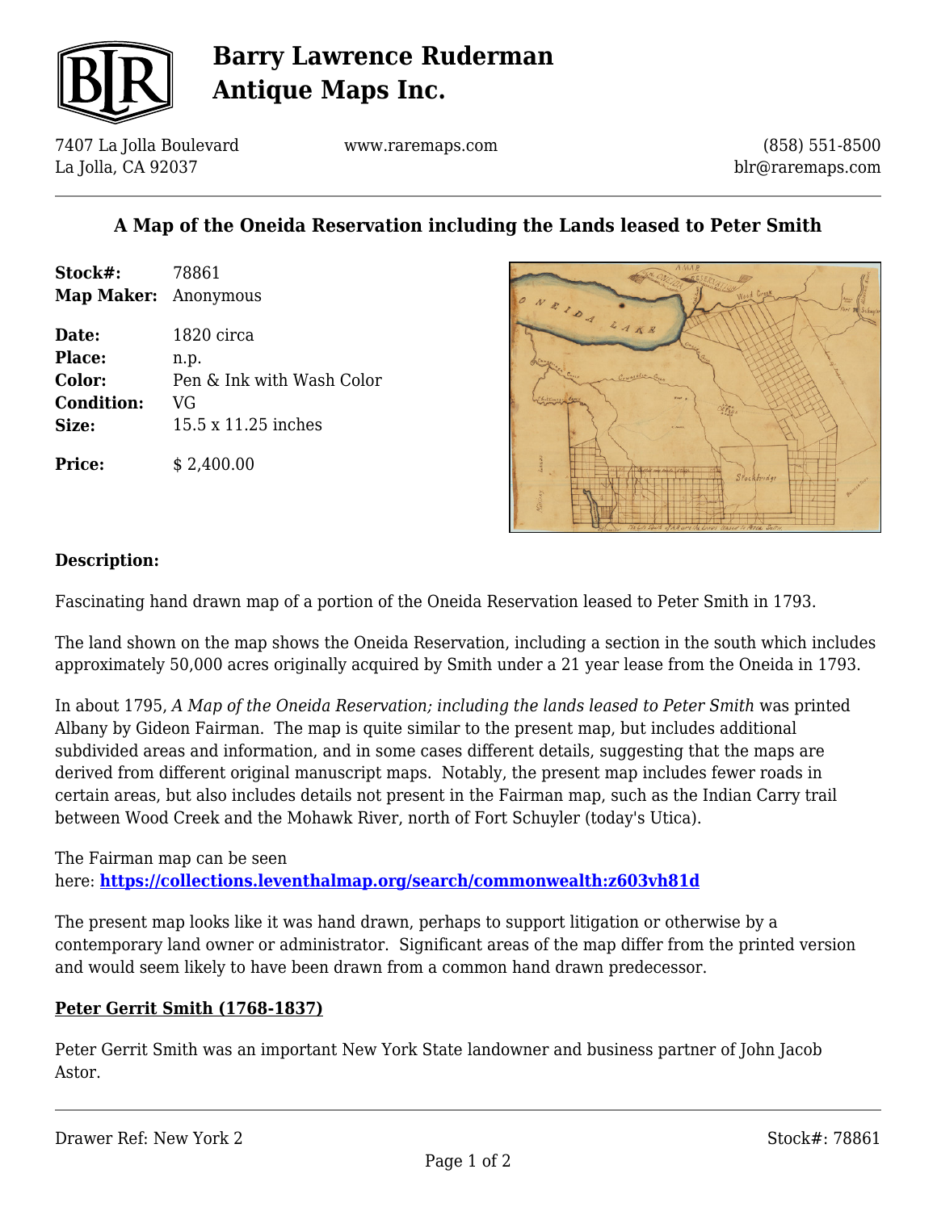# Barry Lawrence Ruderman Antique Maps Inc.

7407 La Jolla Boulevard
La Jolla, CA 92037

www.raremaps.com

(858) 551-8500
blr@raremaps.com

## A Map of the Oneida Reservation including the Lands leased to Peter Smith

**Stock#:** 78861
**Map Maker:** Anonymous

**Date:** 1820 circa
**Place:** n.p.
**Color:** Pen & Ink with Wash Color
**Condition:** VG
**Size:** 15.5 x 11.25 inches

**Price:** $ 2,400.00

### Description:

Fascinating hand drawn map of a portion of the Oneida Reservation leased to Peter Smith in 1793.

The land shown on the map shows the Oneida Reservation, including a section in the south which includes approximately 50,000 acres originally acquired by Smith under a 21 year lease from the Oneida in 1793.

In about 1795, *A Map of the Oneida Reservation; including the lands leased to Peter Smith* was printed Albany by Gideon Fairman. The map is quite similar to the present map, but includes additional subdivided areas and information, and in some cases different details, suggesting that the maps are derived from different original manuscript maps. Notably, the present map includes fewer roads in certain areas, but also includes details not present in the Fairman map, such as the Indian Carry trail between Wood Creek and the Mohawk River, north of Fort Schuyler (today's Utica).

The Fairman map can be seen here: **https://collections.leventhalmap.org/search/commonwealth:z603vh81d**

The present map looks like it was hand drawn, perhaps to support litigation or otherwise by a contemporary land owner or administrator. Significant areas of the map differ from the printed version and would seem likely to have been drawn from a common hand drawn predecessor.

### Peter Gerrit Smith (1768-1837)

Peter Gerrit Smith was an important New York State landowner and business partner of John Jacob Astor.

Drawer Ref: New York 2

Stock#: 78861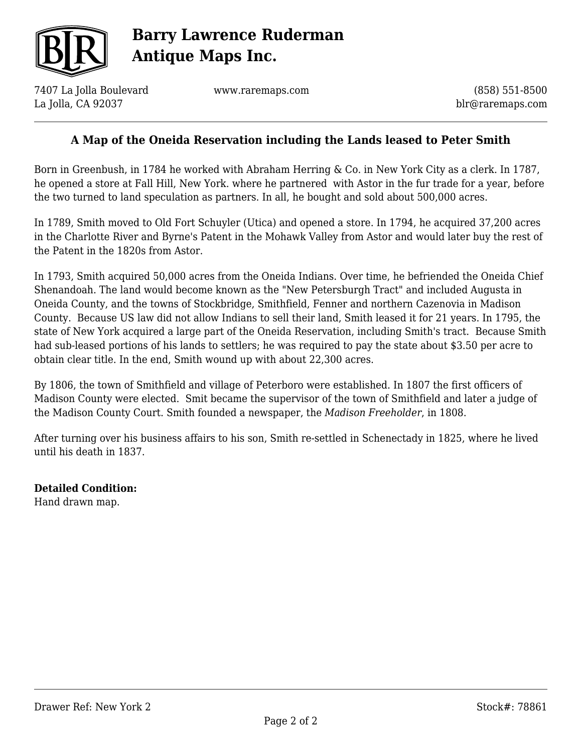## A Map of the Oneida Reservation including the Lands leased to Peter Smith

Born in Greenbush, in 1784 he worked with Abraham Herring & Co. in New York City as a clerk. In 1787, he opened a store at Fall Hill, New York. where he partnered  with Astor in the fur trade for a year, before the two turned to land speculation as partners. In all, he bought and sold about 500,000 acres.

In 1789, Smith moved to Old Fort Schuyler (Utica) and opened a store. In 1794, he acquired 37,200 acres in the Charlotte River and Byrne's Patent in the Mohawk Valley from Astor and would later buy the rest of the Patent in the 1820s from Astor.

In 1793, Smith acquired 50,000 acres from the Oneida Indians. Over time, he befriended the Oneida Chief Shenandoah. The land would become known as the "New Petersburgh Tract" and included Augusta in Oneida County, and the towns of Stockbridge, Smithfield, Fenner and northern Cazenovia in Madison County.  Because US law did not allow Indians to sell their land, Smith leased it for 21 years. In 1795, the state of New York acquired a large part of the Oneida Reservation, including Smith's tract.  Because Smith had sub-leased portions of his lands to settlers; he was required to pay the state about $3.50 per acre to obtain clear title. In the end, Smith wound up with about 22,300 acres.

By 1806, the town of Smithfield and village of Peterboro were established. In 1807 the first officers of Madison County were elected.  Smit became the supervisor of the town of Smithfield and later a judge of the Madison County Court. Smith founded a newspaper, the *Madison Freeholder*, in 1808.

After turning over his business affairs to his son, Smith re-settled in Schenectady in 1825, where he lived until his death in 1837.

**Detailed Condition:**
Hand drawn map.

Drawer Ref: New York 2

Stock#: 78861